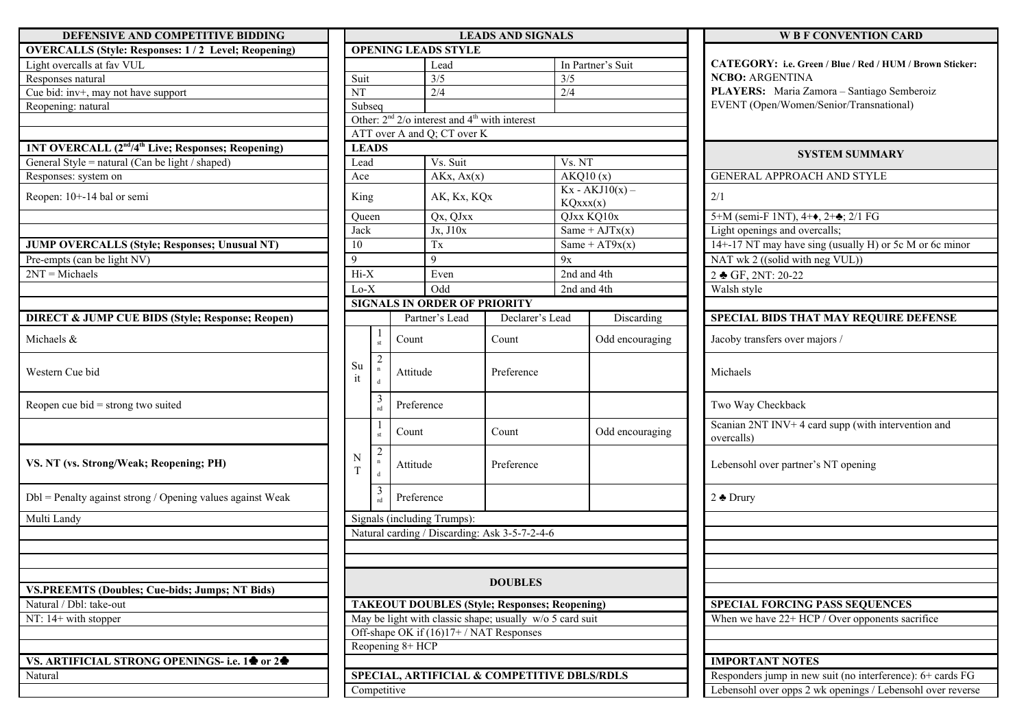## DEFENSIVE AND COMPETITIVE BIDDING

| OVERCALLS (Style: Responses: 1 / 2 Level; Reopening) |
|---|
| Light overcalls at fav VUL |
| Responses natural |
| Cue bid: inv+, may not have support |
| Reopening: natural |
| |
| |

| 1NT OVERCALL (2nd/4th Live; Responses; Reopening) |
|---|
| General Style = natural (Can be light / shaped) |
| Responses: system on |
| Reopen: 10+-14 bal or semi |
| |

| JUMP OVERCALLS (Style; Responses; Unusual NT) |
|---|
| Pre-empts (can be light NV) |
| 2NT = Michaels |
| |
| |

| DIRECT & JUMP CUE BIDS (Style; Response; Reopen) |
|---|
| Michaels & |
| Western Cue bid |
| Reopen cue bid = strong two suited |
| |

| VS. NT (vs. Strong/Weak; Reopening; PH) |
|---|
| Dbl = Penalty against strong / Opening values against Weak |
| Multi Landy |
| |
| |
| |

| VS.PREEMTS (Doubles; Cue-bids; Jumps; NT Bids) |
|---|
| Natural / Dbl: take-out |
| NT: 14+ with stopper |
| |
| |

| VS. ARTIFICIAL STRONG OPENINGS- i.e. 1♣ or 2♣ |
|---|
| Natural |
| |

## LEADS AND SIGNALS

**OPENING LEADS STYLE**

| | Lead | In Partner's Suit |
|---|---|---|
| Suit | 3/5 | 3/5 |
| NT | 2/4 | 2/4 |
| Subseq | | |

Other: 2nd 2/o interest and 4th with interest

ATT over A and Q; CT over K

**LEADS**

| Lead | Vs. Suit | Vs. NT |
|---|---|---|
| Ace | AKx, Ax(x) | AKQ10 (x) |
| King | AK, Kx, KQx | Kx - AKJ10(x) – KQxxx(x) |
| Queen | Qx, QJxx | QJxx KQ10x |
| Jack | Jx, J10x | Same + AJTx(x) |
| 10 | Tx | Same + AT9x(x) |
| 9 | 9 | 9x |
| Hi-X | Even | 2nd and 4th |
| Lo-X | Odd | 2nd and 4th |

**SIGNALS IN ORDER OF PRIORITY**

| | | Partner's Lead | Declarer's Lead | Discarding |
|---|---|---|---|---|
| Suit | 1st | Count | Count | Odd encouraging |
| | 2nd | Attitude | Preference | |
| | 3rd | Preference | | |
| NT | 1st | Count | Count | Odd encouraging |
| | 2nd | Attitude | Preference | |
| | 3rd | Preference | | |

Signals (including Trumps):

Natural carding / Discarding: Ask 3-5-7-2-4-6

## DOUBLES

| TAKEOUT DOUBLES (Style; Responses; Reopening) |
|---|
| May be light with classic shape; usually w/o 5 card suit |
| Off-shape OK if (16)17+ / NAT Responses |
| Reopening 8+ HCP |
| |

| SPECIAL, ARTIFICIAL & COMPETITIVE DBLS/RDLS |
|---|
| Competitive |

## W B F CONVENTION CARD

**CATEGORY: i.e. Green / Blue / Red / HUM / Brown Sticker:**
**NCBO:** ARGENTINA
**PLAYERS:** Maria Zamora – Santiago Semberoiz
EVENT (Open/Women/Senior/Transnational)

## SYSTEM SUMMARY

| GENERAL APPROACH AND STYLE |
|---|
| 2/1 |
| 5+M (semi-F 1NT), 4+♦, 2+♣; 2/1 FG |
| Light openings and overcalls; |
| 14+-17 NT may have sing (usually H) or 5c M or 6c minor |
| NAT wk 2 ((solid with neg VUL)) |
| 2 ♣ GF, 2NT: 20-22 |
| Walsh style |
| |

| SPECIAL BIDS THAT MAY REQUIRE DEFENSE |
|---|
| Jacoby transfers over majors / |
| Michaels |
| Two Way Checkback |
| Scanian 2NT INV+ 4 card supp (with intervention and overcalls) |
| Lebensohl over partner's NT opening |
| 2 ♣ Drury |
| |
| |
| |
| |
| |

| SPECIAL FORCING PASS SEQUENCES |
|---|
| When we have 22+ HCP / Over opponents sacrifice |
| |
| |

| IMPORTANT NOTES |
|---|
| Responders jump in new suit (no interference): 6+ cards FG |
| Lebensohl over opps 2 wk openings / Lebensohl over reverse |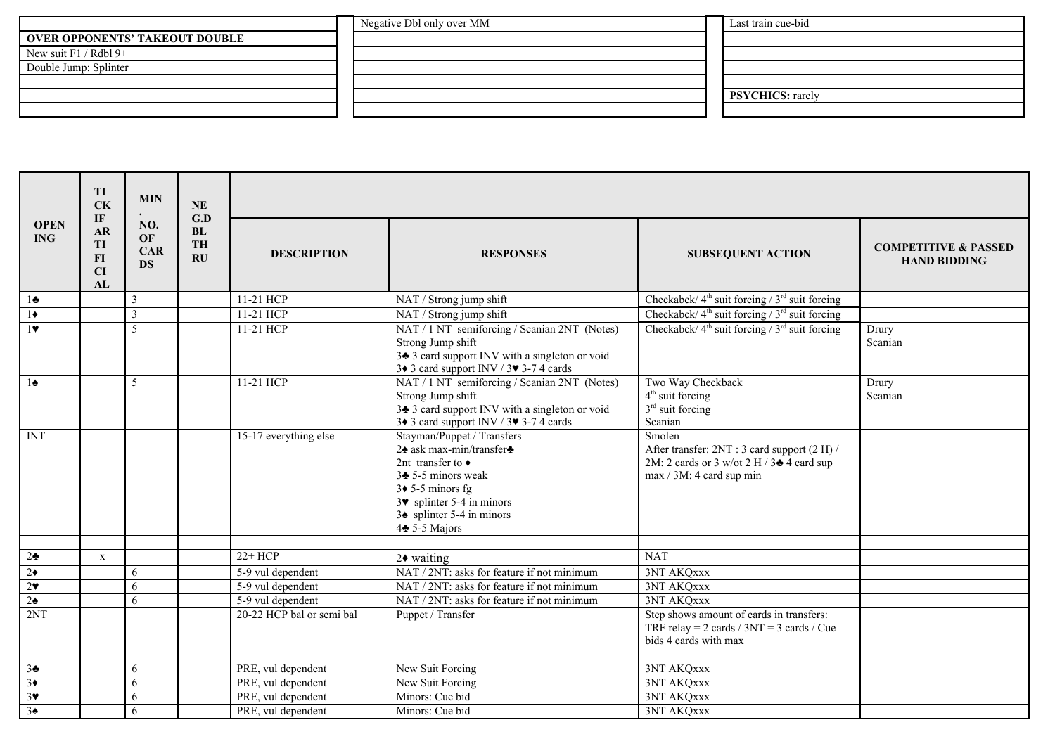| OVER OPPONENTS' TAKEOUT DOUBLE |
| --- |
| New suit F1 / Rdbl 9+ |
| Double Jump: Splinter |
| |
| |
| |

| Negative Dbl only over MM |
| --- |
| |
| |
| |
| |
| |

| Last train cue-bid |
| --- |
| |
| |
| |
| **PSYCHICS:** rarely |
| |

| OPENING | TICK IF ARTIFICIAL | MIN. NO. OF CARDS | NEG.DBL THRU | DESCRIPTION | RESPONSES | SUBSEQUENT ACTION | COMPETITIVE & PASSED HAND BIDDING |
| --- | --- | --- | --- | --- | --- | --- | --- |
| 1♣ | | 3 | | 11-21 HCP | NAT / Strong jump shift | Checkabck/ 4th suit forcing / 3rd suit forcing | |
| 1♦ | | 3 | | 11-21 HCP | NAT / Strong jump shift | Checkabck/ 4th suit forcing / 3rd suit forcing | |
| 1♥ | | 5 | | 11-21 HCP | NAT / 1 NT semiforcing / Scanian 2NT (Notes)<br>Strong Jump shift<br>3♣ 3 card support INV with a singleton or void<br>3♦ 3 card support INV / 3♥ 3-7 4 cards | Checkabck/ 4th suit forcing / 3rd suit forcing | Drury<br>Scanian |
| 1♠ | | 5 | | 11-21 HCP | NAT / 1 NT semiforcing / Scanian 2NT (Notes)<br>Strong Jump shift<br>3♣ 3 card support INV with a singleton or void<br>3♦ 3 card support INV / 3♥ 3-7 4 cards | Two Way Checkback<br>4th suit forcing<br>3rd suit forcing<br>Scanian | Drury<br>Scanian |
| INT | | | | 15-17 everything else | Stayman/Puppet / Transfers<br>2♠ ask max-min/transfer♣<br>2nt transfer to ♦<br>3♣ 5-5 minors weak<br>3♦ 5-5 minors fg<br>3♥ splinter 5-4 in minors<br>3♠ splinter 5-4 in minors<br>4♣ 5-5 Majors | Smolen<br>After transfer: 2NT : 3 card support (2 H) /<br>2M: 2 cards or 3 w/ot 2 H / 3♣ 4 card sup<br>max / 3M: 4 card sup min | |
| | | | | | | | |
| 2♣ | x | | | 22+ HCP | 2♦ waiting | NAT | |
| 2♦ | | 6 | | 5-9 vul dependent | NAT / 2NT: asks for feature if not minimum | 3NT AKQxxx | |
| 2♥ | | 6 | | 5-9 vul dependent | NAT / 2NT: asks for feature if not minimum | 3NT AKQxxx | |
| 2♠ | | 6 | | 5-9 vul dependent | NAT / 2NT: asks for feature if not minimum | 3NT AKQxxx | |
| 2NT | | | | 20-22 HCP bal or semi bal | Puppet / Transfer | Step shows amount of cards in transfers:<br>TRF relay = 2 cards / 3NT = 3 cards / Cue<br>bids 4 cards with max | |
| | | | | | | | |
| 3♣ | | 6 | | PRE, vul dependent | New Suit Forcing | 3NT AKQxxx | |
| 3♦ | | 6 | | PRE, vul dependent | New Suit Forcing | 3NT AKQxxx | |
| 3♥ | | 6 | | PRE, vul dependent | Minors: Cue bid | 3NT AKQxxx | |
| 3♠ | | 6 | | PRE, vul dependent | Minors: Cue bid | 3NT AKQxxx | |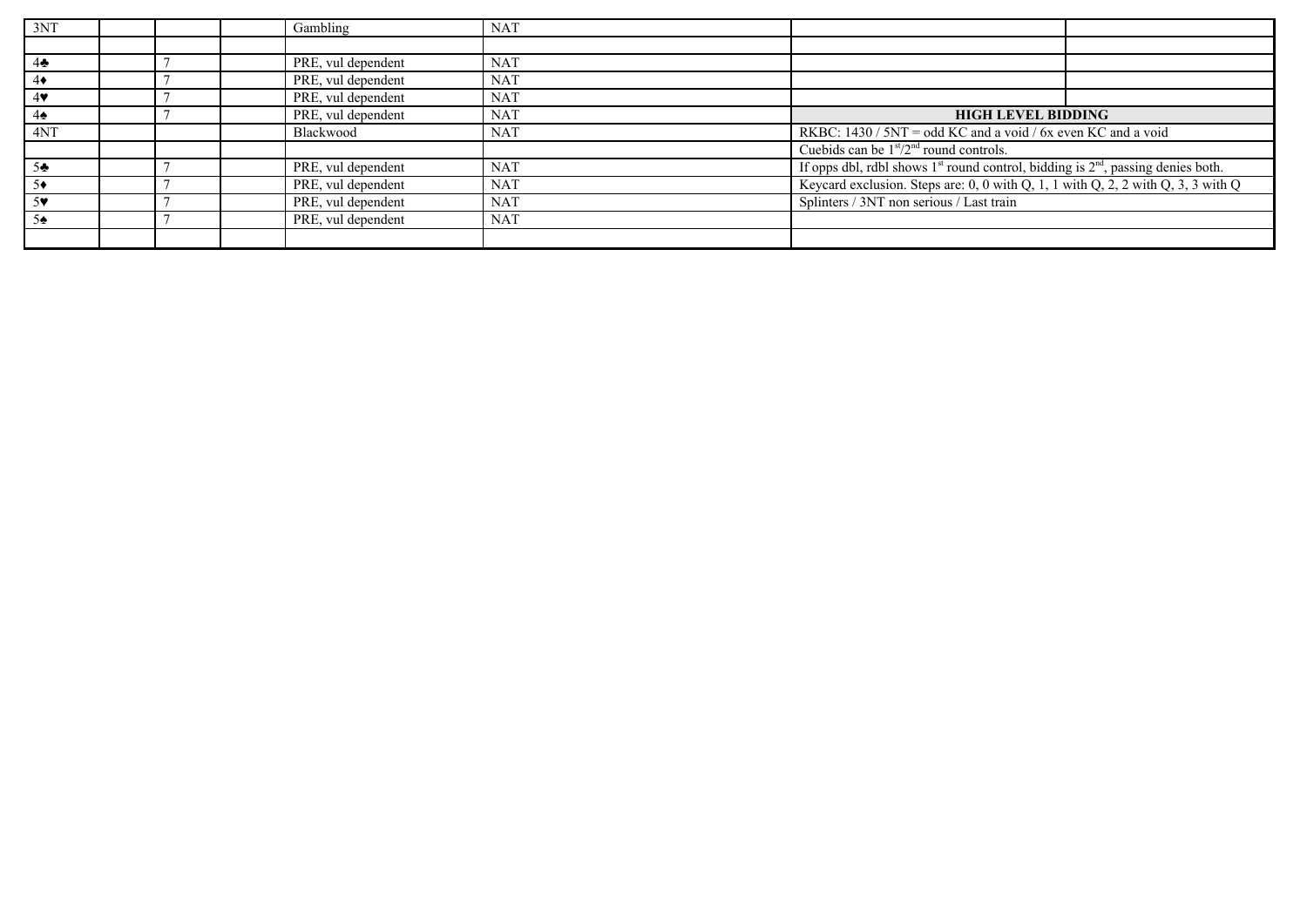| | | | | | | | |
|---|---|---|---|---|---|---|---|
| 3NT | | | | Gambling | NAT | | |
| | | | | | | | |
| 4♣ | | 7 | | PRE, vul dependent | NAT | | |
| 4♦ | | 7 | | PRE, vul dependent | NAT | | |
| 4♥ | | 7 | | PRE, vul dependent | NAT | | |
| 4♠ | | 7 | | PRE, vul dependent | NAT | **HIGH LEVEL BIDDING** | |
| 4NT | | | | Blackwood | NAT | RKBC: 1430 / 5NT = odd KC and a void / 6x even KC and a void | |
| | | | | | | Cuebids can be 1st/2nd round controls. | |
| 5♣ | | 7 | | PRE, vul dependent | NAT | If opps dbl, rdbl shows 1st round control, bidding is 2nd, passing denies both. | |
| 5♦ | | 7 | | PRE, vul dependent | NAT | Keycard exclusion. Steps are: 0, 0 with Q, 1, 1 with Q, 2, 2 with Q, 3, 3 with Q | |
| 5♥ | | 7 | | PRE, vul dependent | NAT | Splinters / 3NT non serious / Last train | |
| 5♠ | | 7 | | PRE, vul dependent | NAT | | |
| | | | | | | | |